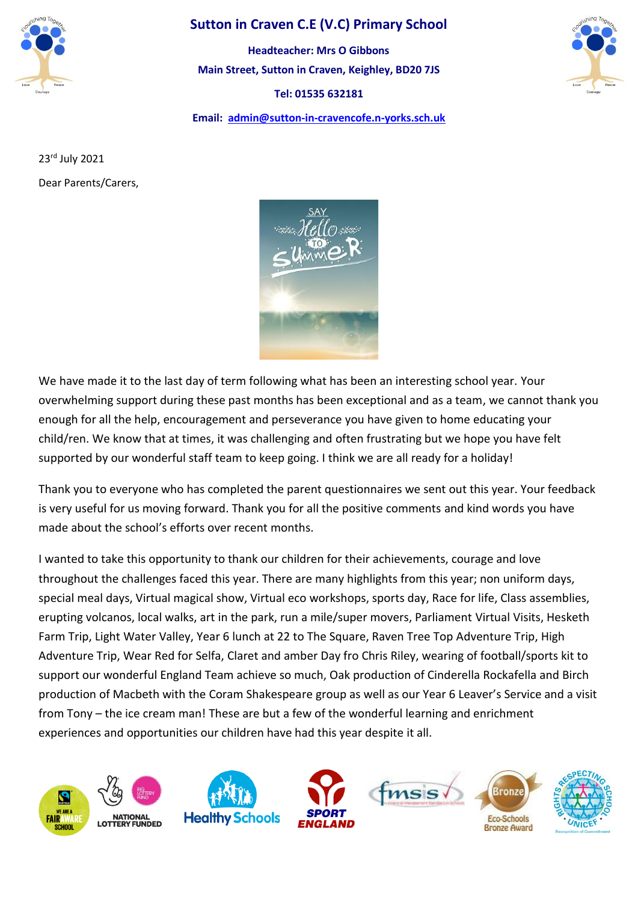# Sutton in Craven C.E (V.C) Primary School

**Headteacher: Mrs O Gibbons**

**Main Street, Sutton in Craven, Keighley, BD20 7JS**

**Tel: 01535 632181**

**Email: admin@sutton-in-cravencofe.n-yorks.sch.uk**

23rd July 2021

Dear Parents/Carers,

We have made it to the last day of term following what has been an interesting school year. Your overwhelming support during these past months has been exceptional and as a team, we cannot thank you enough for all the help, encouragement and perseverance you have given to home educating your child/ren. We know that at times, it was challenging and often frustrating but we hope you have felt supported by our wonderful staff team to keep going. I think we are all ready for a holiday!

Thank you to everyone who has completed the parent questionnaires we sent out this year. Your feedback is very useful for us moving forward. Thank you for all the positive comments and kind words you have made about the school's efforts over recent months.

I wanted to take this opportunity to thank our children for their achievements, courage and love throughout the challenges faced this year. There are many highlights from this year; non uniform days, special meal days, Virtual magical show, Virtual eco workshops, sports day, Race for life, Class assemblies, erupting volcanos, local walks, art in the park, run a mile/super movers, Parliament Virtual Visits, Hesketh Farm Trip, Light Water Valley, Year 6 lunch at 22 to The Square, Raven Tree Top Adventure Trip, High Adventure Trip, Wear Red for Selfa, Claret and amber Day fro Chris Riley, wearing of football/sports kit to support our wonderful England Team achieve so much, Oak production of Cinderella Rockafella and Birch production of Macbeth with the Coram Shakespeare group as well as our Year 6 Leaver's Service and a visit from Tony – the ice cream man! These are but a few of the wonderful learning and enrichment experiences and opportunities our children have had this year despite it all.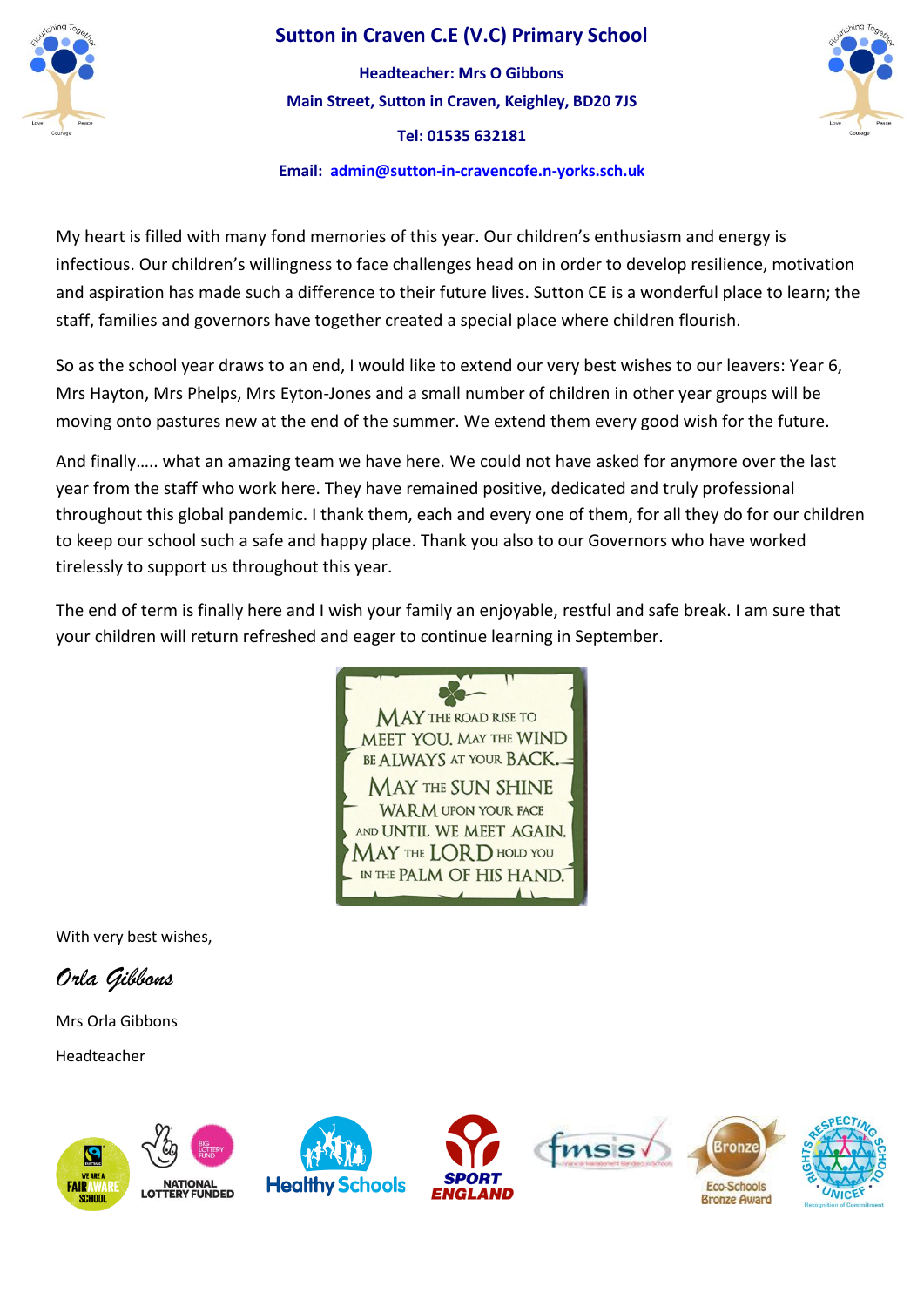# Sutton in Craven C.E (V.C) Primary School

**Headteacher: Mrs O Gibbons**

**Main Street, Sutton in Craven, Keighley, BD20 7JS**

**Tel: 01535 632181**

**Email: admin@sutton-in-cravencofe.n-yorks.sch.uk**

My heart is filled with many fond memories of this year. Our children's enthusiasm and energy is infectious. Our children's willingness to face challenges head on in order to develop resilience, motivation and aspiration has made such a difference to their future lives. Sutton CE is a wonderful place to learn; the staff, families and governors have together created a special place where children flourish.

So as the school year draws to an end, I would like to extend our very best wishes to our leavers: Year 6, Mrs Hayton, Mrs Phelps, Mrs Eyton-Jones and a small number of children in other year groups will be moving onto pastures new at the end of the summer. We extend them every good wish for the future.

And finally….. what an amazing team we have here. We could not have asked for anymore over the last year from the staff who work here. They have remained positive, dedicated and truly professional throughout this global pandemic. I thank them, each and every one of them, for all they do for our children to keep our school such a safe and happy place. Thank you also to our Governors who have worked tirelessly to support us throughout this year.

The end of term is finally here and I wish your family an enjoyable, restful and safe break. I am sure that your children will return refreshed and eager to continue learning in September.

MAY THE ROAD RISE TO MEET YOU. MAY THE WIND BE ALWAYS AT YOUR BACK. MAY THE SUN SHINE WARM UPON YOUR FACE AND UNTIL WE MEET AGAIN. MAY THE LORD HOLD YOU IN THE PALM OF HIS HAND.

With very best wishes,

*Orla Gibbons*

Mrs Orla Gibbons

Headteacher